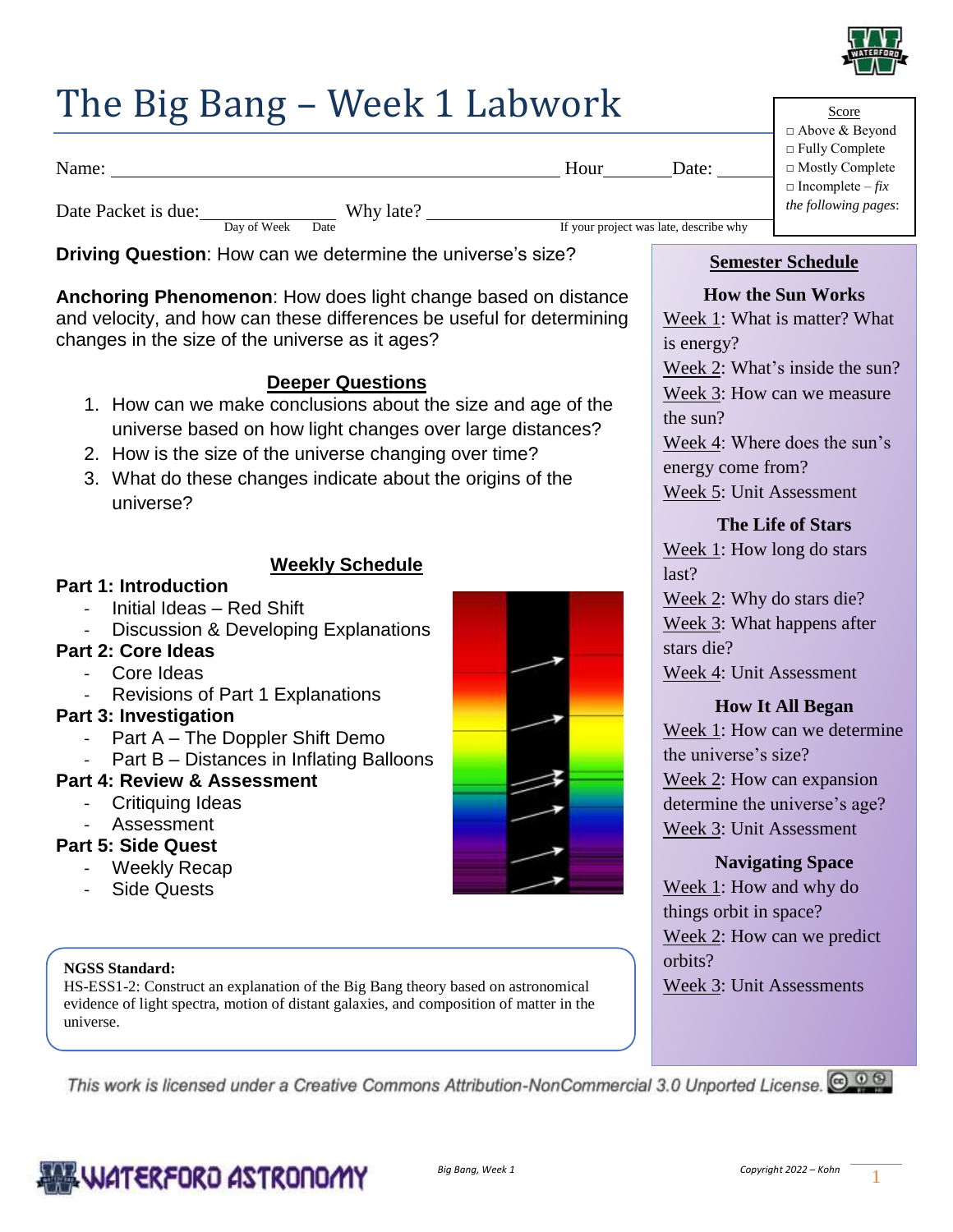# The Big Bang – Week 1 Labwork

Name: ______________________________ Hour______ Date: ______

Date Packet is due: ______________ (Day of Week / Date) Why late? ______________ (If your project was late, describe why)

| Score |
| --- |
| □ Above & Beyond |
| □ Fully Complete |
| □ Mostly Complete |
| □ Incomplete – *fix the following pages*: |

**Driving Question**: How can we determine the universe's size?

**Anchoring Phenomenon**: How does light change based on distance and velocity, and how can these differences be useful for determining changes in the size of the universe as it ages?

## Deeper Questions

1. How can we make conclusions about the size and age of the universe based on how light changes over large distances?
2. How is the size of the universe changing over time?
3. What do these changes indicate about the origins of the universe?

## Weekly Schedule

**Part 1: Introduction**
- Initial Ideas – Red Shift
- Discussion & Developing Explanations

**Part 2: Core Ideas**
- Core Ideas
- Revisions of Part 1 Explanations

**Part 3: Investigation**
- Part A – The Doppler Shift Demo
- Part B – Distances in Inflating Balloons

**Part 4: Review & Assessment**
- Critiquing Ideas
- Assessment

**Part 5: Side Quest**
- Weekly Recap
- Side Quests

**NGSS Standard:**
HS-ESS1-2: Construct an explanation of the Big Bang theory based on astronomical evidence of light spectra, motion of distant galaxies, and composition of matter in the universe.

## Semester Schedule

**How the Sun Works**
- Week 1: What is matter? What is energy?
- Week 2: What's inside the sun?
- Week 3: How can we measure the sun?
- Week 4: Where does the sun's energy come from?
- Week 5: Unit Assessment

**The Life of Stars**
- Week 1: How long do stars last?
- Week 2: Why do stars die?
- Week 3: What happens after stars die?
- Week 4: Unit Assessment

**How It All Began**
- Week 1: How can we determine the universe's size?
- Week 2: How can expansion determine the universe's age?
- Week 3: Unit Assessment

**Navigating Space**
- Week 1: How and why do things orbit in space?
- Week 2: How can we predict orbits?
- Week 3: Unit Assessments

*This work is licensed under a Creative Commons Attribution-NonCommercial 3.0 Unported License.*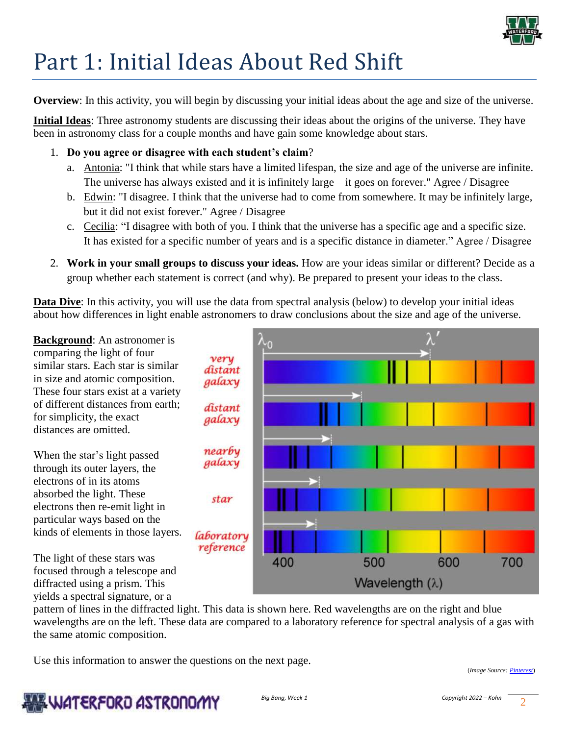# Part 1: Initial Ideas About Red Shift

**Overview**: In this activity, you will begin by discussing your initial ideas about the age and size of the universe.

**Initial Ideas**: Three astronomy students are discussing their ideas about the origins of the universe. They have been in astronomy class for a couple months and have gain some knowledge about stars.

1. **Do you agree or disagree with each student's claim**?
   a. Antonia: "I think that while stars have a limited lifespan, the size and age of the universe are infinite. The universe has always existed and it is infinitely large – it goes on forever." Agree / Disagree
   b. Edwin: "I disagree. I think that the universe had to come from somewhere. It may be infinitely large, but it did not exist forever." Agree / Disagree
   c. Cecilia: "I disagree with both of you. I think that the universe has a specific age and a specific size. It has existed for a specific number of years and is a specific distance in diameter." Agree / Disagree

2. **Work in your small groups to discuss your ideas.** How are your ideas similar or different? Decide as a group whether each statement is correct (and why). Be prepared to present your ideas to the class.

**Data Dive**: In this activity, you will use the data from spectral analysis (below) to develop your initial ideas about how differences in light enable astronomers to draw conclusions about the size and age of the universe.

**Background**: An astronomer is comparing the light of four similar stars. Each star is similar in size and atomic composition. These four stars exist at a variety of different distances from earth; for simplicity, the exact distances are omitted.

When the star's light passed through its outer layers, the electrons of in its atoms absorbed the light. These electrons then re-emit light in particular ways based on the kinds of elements in those layers.

The light of these stars was focused through a telescope and diffracted using a prism. This yields a spectral signature, or a pattern of lines in the diffracted light. This data is shown here. Red wavelengths are on the right and blue wavelengths are on the left. These data are compared to a laboratory reference for spectral analysis of a gas with the same atomic composition.

Use this information to answer the questions on the next page.

(*Image Source: Pinterest*)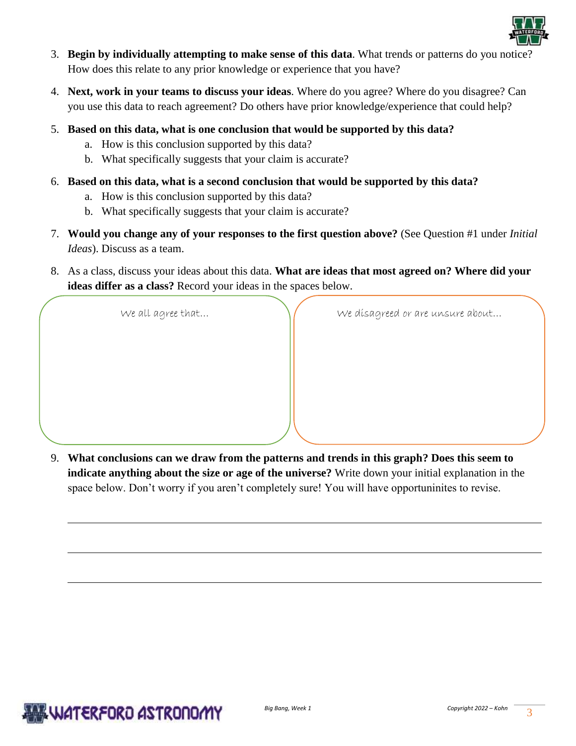3. **Begin by individually attempting to make sense of this data**. What trends or patterns do you notice? How does this relate to any prior knowledge or experience that you have?

4. **Next, work in your teams to discuss your ideas**. Where do you agree? Where do you disagree? Can you use this data to reach agreement? Do others have prior knowledge/experience that could help?

5. **Based on this data, what is one conclusion that would be supported by this data?**
   a. How is this conclusion supported by this data?
   b. What specifically suggests that your claim is accurate?

6. **Based on this data, what is a second conclusion that would be supported by this data?**
   a. How is this conclusion supported by this data?
   b. What specifically suggests that your claim is accurate?

7. **Would you change any of your responses to the first question above?** (See Question #1 under *Initial Ideas*). Discuss as a team.

8. As a class, discuss your ideas about this data. **What are ideas that most agreed on? Where did your ideas differ as a class?** Record your ideas in the spaces below.

| We all agree that… | We disagreed or are unsure about… |
| --- | --- |
| | |

9. **What conclusions can we draw from the patterns and trends in this graph? Does this seem to indicate anything about the size or age of the universe?** Write down your initial explanation in the space below. Don't worry if you aren't completely sure! You will have opportuninites to revise.

______________________________________________________________________

______________________________________________________________________

______________________________________________________________________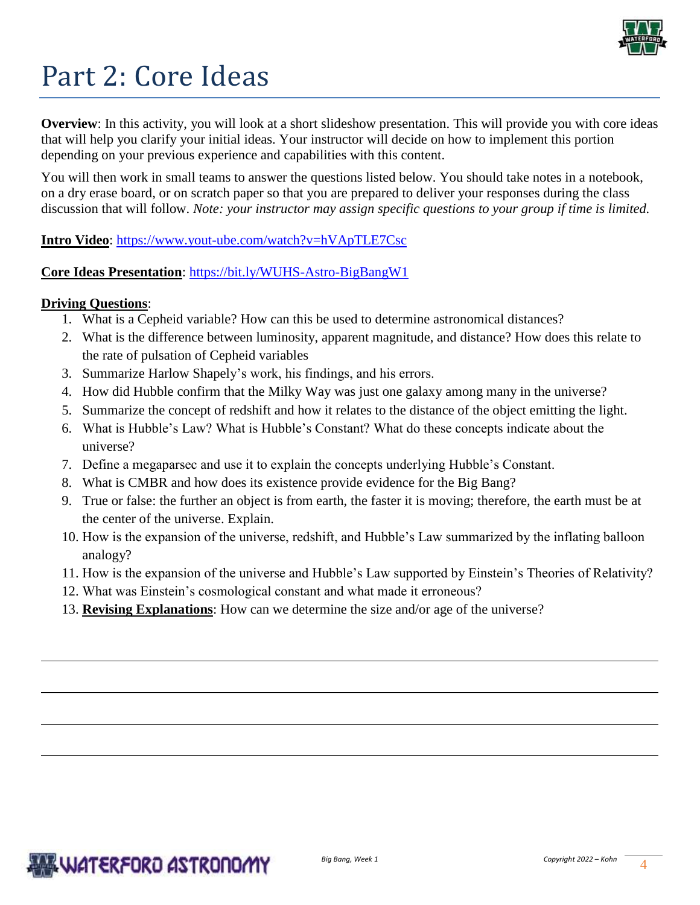# Part 2: Core Ideas

**Overview**: In this activity, you will look at a short slideshow presentation. This will provide you with core ideas that will help you clarify your initial ideas. Your instructor will decide on how to implement this portion depending on your previous experience and capabilities with this content.

You will then work in small teams to answer the questions listed below. You should take notes in a notebook, on a dry erase board, or on scratch paper so that you are prepared to deliver your responses during the class discussion that will follow. *Note: your instructor may assign specific questions to your group if time is limited.*

**Intro Video**: https://www.yout-ube.com/watch?v=hVApTLE7Csc

**Core Ideas Presentation**: https://bit.ly/WUHS-Astro-BigBangW1

**Driving Questions**:

1. What is a Cepheid variable? How can this be used to determine astronomical distances?
2. What is the difference between luminosity, apparent magnitude, and distance? How does this relate to the rate of pulsation of Cepheid variables
3. Summarize Harlow Shapely's work, his findings, and his errors.
4. How did Hubble confirm that the Milky Way was just one galaxy among many in the universe?
5. Summarize the concept of redshift and how it relates to the distance of the object emitting the light.
6. What is Hubble's Law? What is Hubble's Constant? What do these concepts indicate about the universe?
7. Define a megaparsec and use it to explain the concepts underlying Hubble's Constant.
8. What is CMBR and how does its existence provide evidence for the Big Bang?
9. True or false: the further an object is from earth, the faster it is moving; therefore, the earth must be at the center of the universe. Explain.
10. How is the expansion of the universe, redshift, and Hubble's Law summarized by the inflating balloon analogy?
11. How is the expansion of the universe and Hubble's Law supported by Einstein's Theories of Relativity?
12. What was Einstein's cosmological constant and what made it erroneous?
13. **Revising Explanations**: How can we determine the size and/or age of the universe?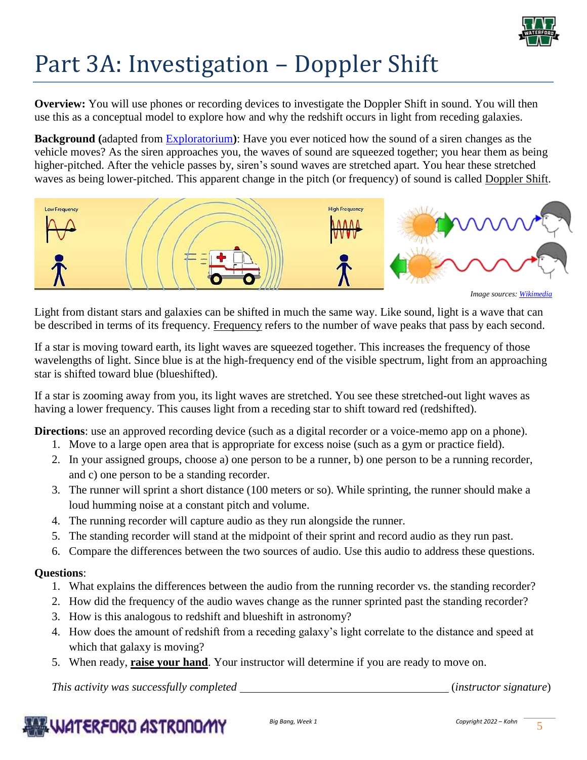# Part 3A: Investigation – Doppler Shift

**Overview:** You will use phones or recording devices to investigate the Doppler Shift in sound. You will then use this as a conceptual model to explore how and why the redshift occurs in light from receding galaxies.

**Background (**adapted from Exploratorium**)**: Have you ever noticed how the sound of a siren changes as the vehicle moves? As the siren approaches you, the waves of sound are squeezed together; you hear them as being higher-pitched. After the vehicle passes by, siren's sound waves are stretched apart. You hear these stretched waves as being lower-pitched. This apparent change in the pitch (or frequency) of sound is called Doppler Shift.

*Image sources: Wikimedia*

Light from distant stars and galaxies can be shifted in much the same way. Like sound, light is a wave that can be described in terms of its frequency. Frequency refers to the number of wave peaks that pass by each second.

If a star is moving toward earth, its light waves are squeezed together. This increases the frequency of those wavelengths of light. Since blue is at the high-frequency end of the visible spectrum, light from an approaching star is shifted toward blue (blueshifted).

If a star is zooming away from you, its light waves are stretched. You see these stretched-out light waves as having a lower frequency. This causes light from a receding star to shift toward red (redshifted).

**Directions**: use an approved recording device (such as a digital recorder or a voice-memo app on a phone).

1. Move to a large open area that is appropriate for excess noise (such as a gym or practice field).
2. In your assigned groups, choose a) one person to be a runner, b) one person to be a running recorder, and c) one person to be a standing recorder.
3. The runner will sprint a short distance (100 meters or so). While sprinting, the runner should make a loud humming noise at a constant pitch and volume.
4. The running recorder will capture audio as they run alongside the runner.
5. The standing recorder will stand at the midpoint of their sprint and record audio as they run past.
6. Compare the differences between the two sources of audio. Use this audio to address these questions.

**Questions**:

1. What explains the differences between the audio from the running recorder vs. the standing recorder?
2. How did the frequency of the audio waves change as the runner sprinted past the standing recorder?
3. How is this analogous to redshift and blueshift in astronomy?
4. How does the amount of redshift from a receding galaxy's light correlate to the distance and speed at which that galaxy is moving?
5. When ready, **raise your hand**. Your instructor will determine if you are ready to move on.

*This activity was successfully completed* ______________________________ (*instructor signature*)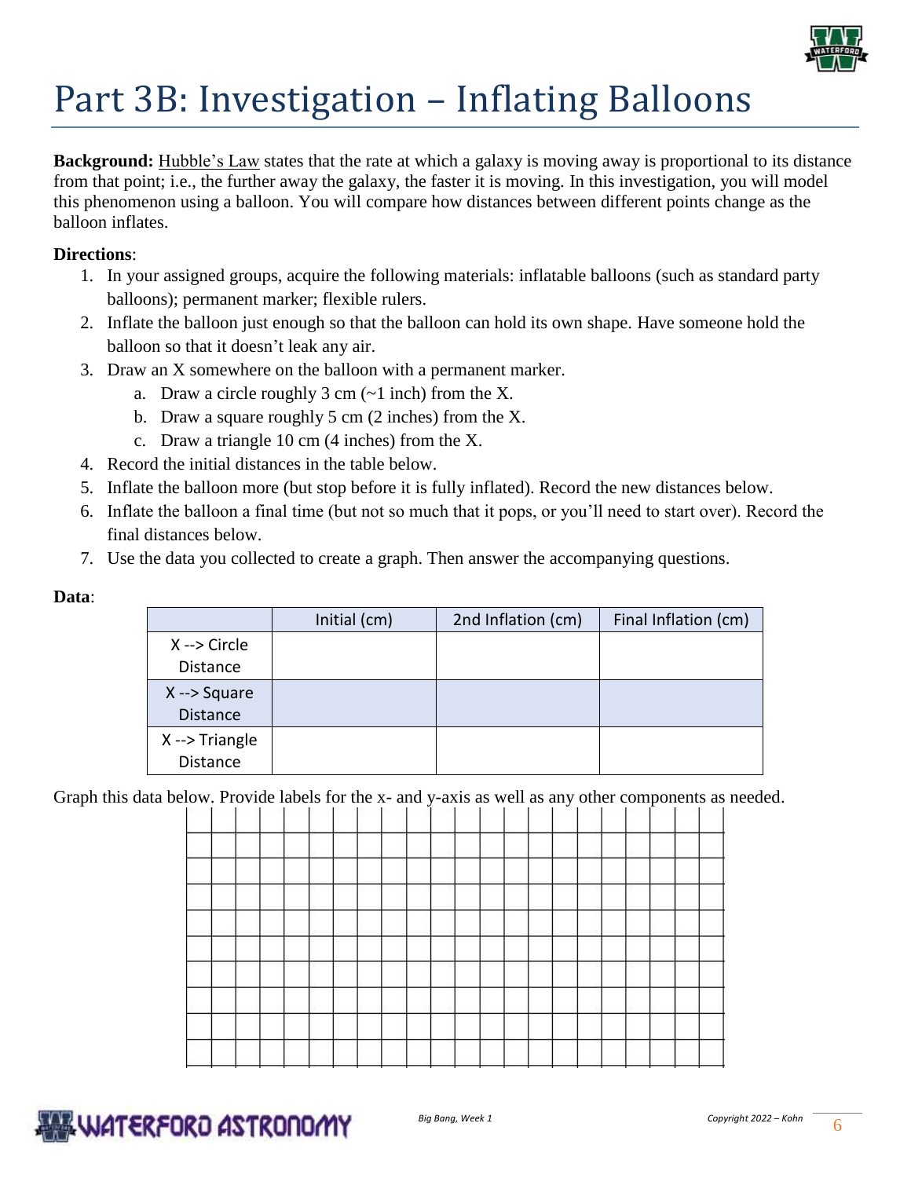# Part 3B: Investigation – Inflating Balloons

**Background:** Hubble's Law states that the rate at which a galaxy is moving away is proportional to its distance from that point; i.e., the further away the galaxy, the faster it is moving. In this investigation, you will model this phenomenon using a balloon. You will compare how distances between different points change as the balloon inflates.

**Directions**:

1. In your assigned groups, acquire the following materials: inflatable balloons (such as standard party balloons); permanent marker; flexible rulers.
2. Inflate the balloon just enough so that the balloon can hold its own shape. Have someone hold the balloon so that it doesn't leak any air.
3. Draw an X somewhere on the balloon with a permanent marker.
   a. Draw a circle roughly 3 cm (~1 inch) from the X.
   b. Draw a square roughly 5 cm (2 inches) from the X.
   c. Draw a triangle 10 cm (4 inches) from the X.
4. Record the initial distances in the table below.
5. Inflate the balloon more (but stop before it is fully inflated). Record the new distances below.
6. Inflate the balloon a final time (but not so much that it pops, or you'll need to start over). Record the final distances below.
7. Use the data you collected to create a graph. Then answer the accompanying questions.

**Data**:

| | Initial (cm) | 2nd Inflation (cm) | Final Inflation (cm) |
|---|---|---|---|
| X --> Circle Distance | | | |
| X --> Square Distance | | | |
| X --> Triangle Distance | | | |

Graph this data below. Provide labels for the x- and y-axis as well as any other components as needed.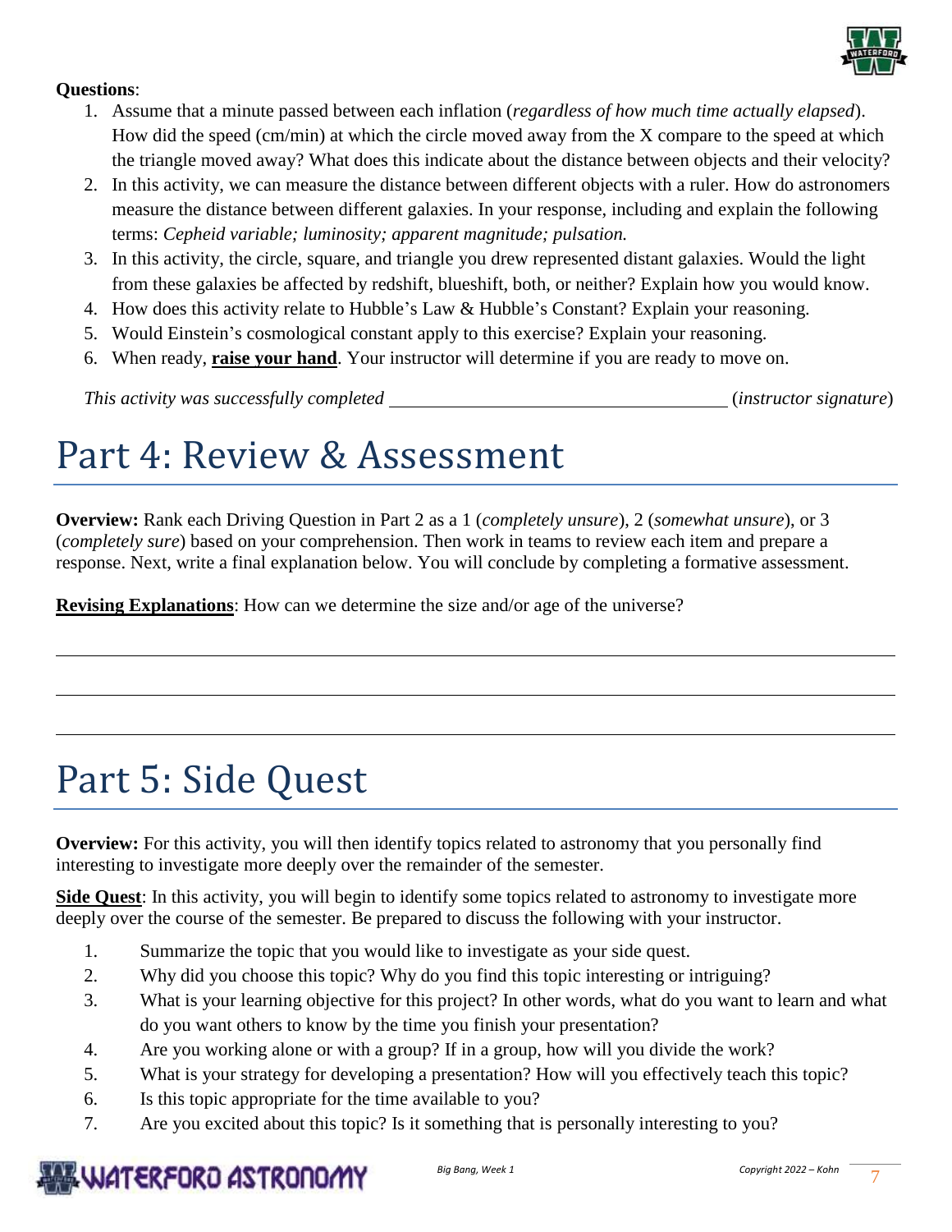**Questions**:

1. Assume that a minute passed between each inflation (*regardless of how much time actually elapsed*). How did the speed (cm/min) at which the circle moved away from the X compare to the speed at which the triangle moved away? What does this indicate about the distance between objects and their velocity?
2. In this activity, we can measure the distance between different objects with a ruler. How do astronomers measure the distance between different galaxies. In your response, including and explain the following terms: *Cepheid variable; luminosity; apparent magnitude; pulsation.*
3. In this activity, the circle, square, and triangle you drew represented distant galaxies. Would the light from these galaxies be affected by redshift, blueshift, both, or neither? Explain how you would know.
4. How does this activity relate to Hubble's Law & Hubble's Constant? Explain your reasoning.
5. Would Einstein's cosmological constant apply to this exercise? Explain your reasoning.
6. When ready, **raise your hand**. Your instructor will determine if you are ready to move on.

*This activity was successfully completed* ________________________________ (*instructor signature*)

# Part 4: Review & Assessment

**Overview:** Rank each Driving Question in Part 2 as a 1 (*completely unsure*), 2 (*somewhat unsure*), or 3 (*completely sure*) based on your comprehension. Then work in teams to review each item and prepare a response. Next, write a final explanation below. You will conclude by completing a formative assessment.

**Revising Explanations**: How can we determine the size and/or age of the universe?

______________________________________________________________________________

______________________________________________________________________________

______________________________________________________________________________

# Part 5: Side Quest

**Overview:** For this activity, you will then identify topics related to astronomy that you personally find interesting to investigate more deeply over the remainder of the semester.

**Side Quest**: In this activity, you will begin to identify some topics related to astronomy to investigate more deeply over the course of the semester. Be prepared to discuss the following with your instructor.

1. Summarize the topic that you would like to investigate as your side quest.
2. Why did you choose this topic? Why do you find this topic interesting or intriguing?
3. What is your learning objective for this project? In other words, what do you want to learn and what do you want others to know by the time you finish your presentation?
4. Are you working alone or with a group? If in a group, how will you divide the work?
5. What is your strategy for developing a presentation? How will you effectively teach this topic?
6. Is this topic appropriate for the time available to you?
7. Are you excited about this topic? Is it something that is personally interesting to you?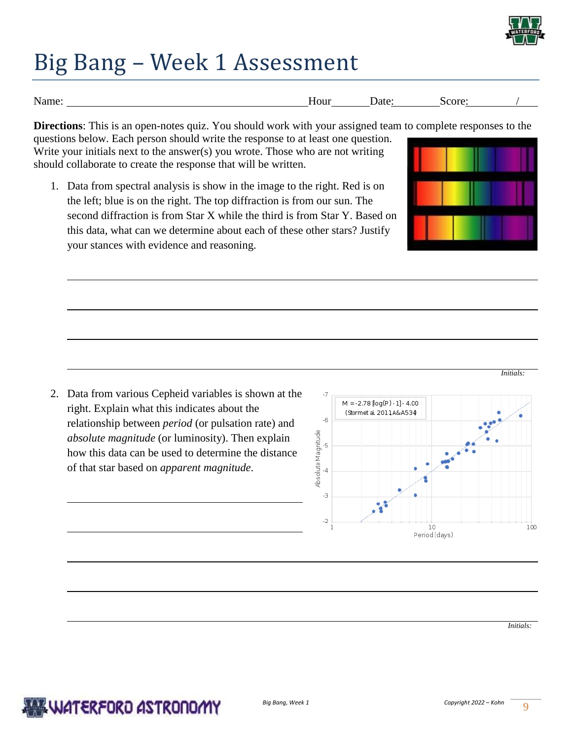# Big Bang – Week 1 Assessment

Name: ______________________________ Hour______ Date:________ Score:________ /____

**Directions**: This is an open-notes quiz. You should work with your assigned team to complete responses to the questions below. Each person should write the response to at least one question. Write your initials next to the answer(s) you wrote. Those who are not writing should collaborate to create the response that will be written.

1. Data from spectral analysis is show in the image to the right. Red is on the left; blue is on the right. The top diffraction is from our sun. The second diffraction is from Star X while the third is from Star Y. Based on this data, what can we determine about each of these other stars? Justify your stances with evidence and reasoning.

_______________________________________________

_______________________________________________

_______________________________________________

_______________________________________________

*Initials:*

2. Data from various Cepheid variables is shown at the right. Explain what this indicates about the relationship between *period* (or pulsation rate) and *absolute magnitude* (or luminosity). Then explain how this data can be used to determine the distance of that star based on *apparent magnitude*.

M = -2.78 [log(P) - 1] - 4.00 (Stormet al. 2011, A&A534)

Absolute Magnitude

Period (days)

_______________________________________________

_______________________________________________

_______________________________________________

_______________________________________________

_______________________________________________

*Initials:*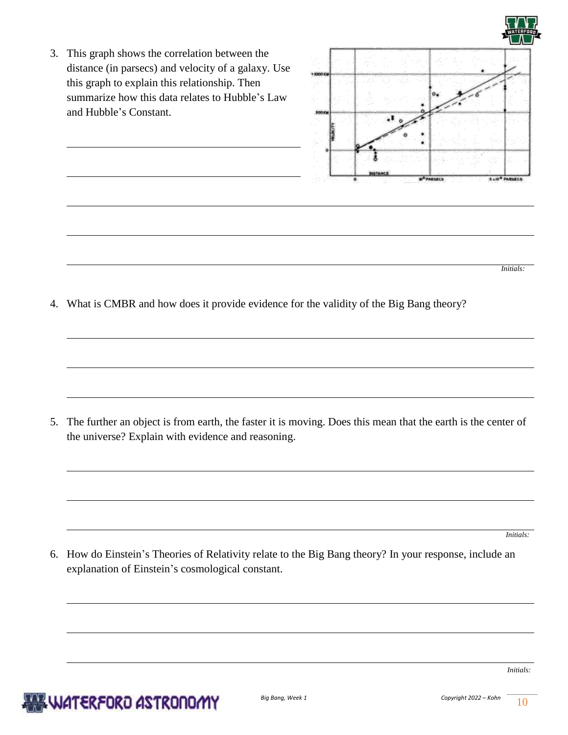3. This graph shows the correlation between the distance (in parsecs) and velocity of a galaxy. Use this graph to explain this relationship. Then summarize how this data relates to Hubble's Law and Hubble's Constant.

+1000 KM
500 KM
VELOCITY
0
DISTANCE
0
$10^6$ PARSECS
$2\times10^6$ PARSECS

*Initials:*

4. What is CMBR and how does it provide evidence for the validity of the Big Bang theory?

5. The further an object is from earth, the faster it is moving. Does this mean that the earth is the center of the universe? Explain with evidence and reasoning.

*Initials:*

6. How do Einstein's Theories of Relativity relate to the Big Bang theory? In your response, include an explanation of Einstein's cosmological constant.

*Initials:*